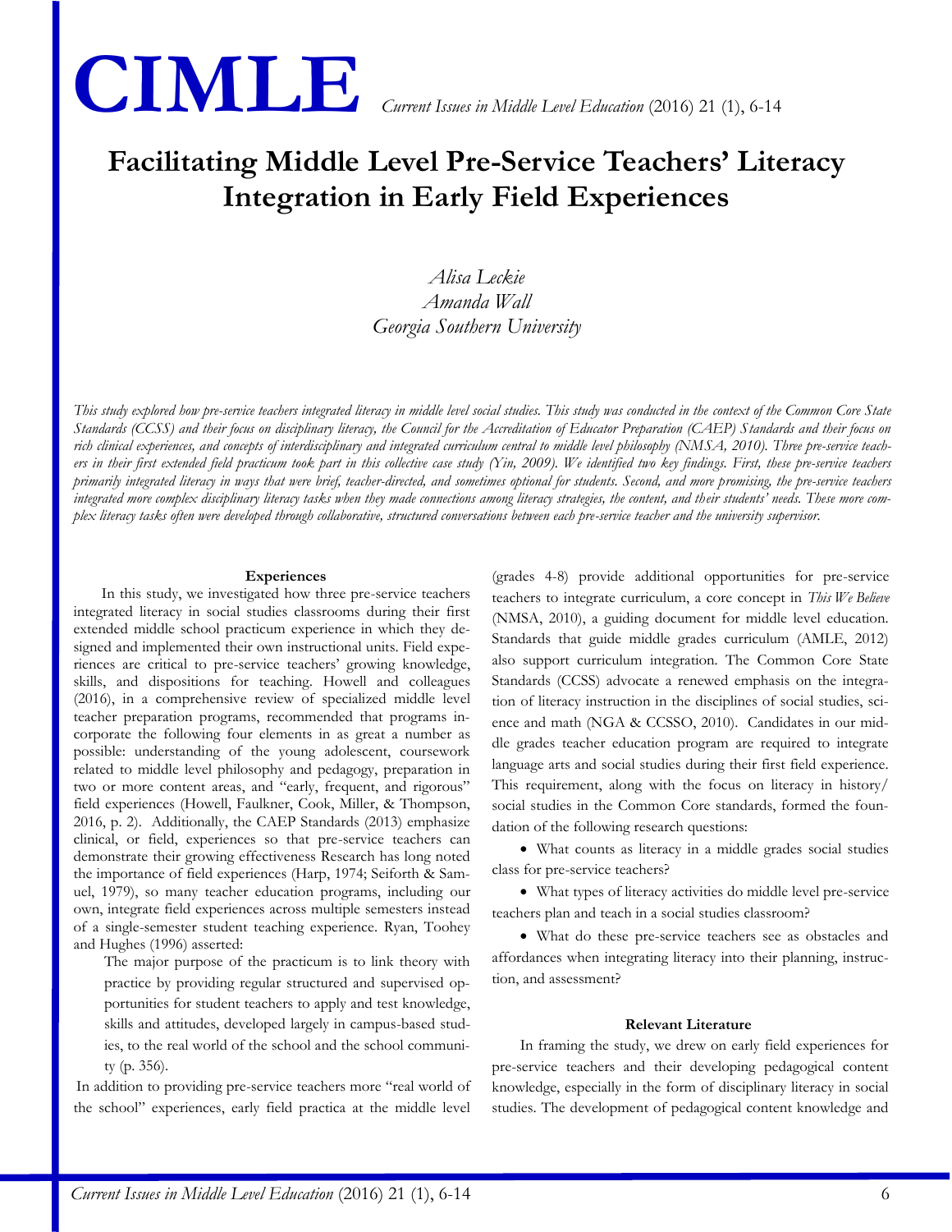# Facilitating Middle Level Pre-Service Teachers' Literacy Integration in Early Field Experiences

*Alisa Leckie*
*Amanda Wall*
*Georgia Southern University*

*This study explored how pre-service teachers integrated literacy in middle level social studies. This study was conducted in the context of the Common Core State Standards (CCSS) and their focus on disciplinary literacy, the Council for the Accreditation of Educator Preparation (CAEP) Standards and their focus on rich clinical experiences, and concepts of interdisciplinary and integrated curriculum central to middle level philosophy (NMSA, 2010). Three pre-service teachers in their first extended field practicum took part in this collective case study (Yin, 2009). We identified two key findings. First, these pre-service teachers primarily integrated literacy in ways that were brief, teacher-directed, and sometimes optional for students. Second, and more promising, the pre-service teachers integrated more complex disciplinary literacy tasks when they made connections among literacy strategies, the content, and their students' needs. These more complex literacy tasks often were developed through collaborative, structured conversations between each pre-service teacher and the university supervisor.*

### Experiences

In this study, we investigated how three pre-service teachers integrated literacy in social studies classrooms during their first extended middle school practicum experience in which they designed and implemented their own instructional units. Field experiences are critical to pre-service teachers' growing knowledge, skills, and dispositions for teaching. Howell and colleagues (2016), in a comprehensive review of specialized middle level teacher preparation programs, recommended that programs incorporate the following four elements in as great a number as possible: understanding of the young adolescent, coursework related to middle level philosophy and pedagogy, preparation in two or more content areas, and "early, frequent, and rigorous" field experiences (Howell, Faulkner, Cook, Miller, & Thompson, 2016, p. 2). Additionally, the CAEP Standards (2013) emphasize clinical, or field, experiences so that pre-service teachers can demonstrate their growing effectiveness Research has long noted the importance of field experiences (Harp, 1974; Seiforth & Samuel, 1979), so many teacher education programs, including our own, integrate field experiences across multiple semesters instead of a single-semester student teaching experience. Ryan, Toohey and Hughes (1996) asserted:

> The major purpose of the practicum is to link theory with practice by providing regular structured and supervised opportunities for student teachers to apply and test knowledge, skills and attitudes, developed largely in campus-based studies, to the real world of the school and the school community (p. 356).

In addition to providing pre-service teachers more "real world of the school" experiences, early field practica at the middle level (grades 4-8) provide additional opportunities for pre-service teachers to integrate curriculum, a core concept in *This We Believe* (NMSA, 2010), a guiding document for middle level education. Standards that guide middle grades curriculum (AMLE, 2012) also support curriculum integration. The Common Core State Standards (CCSS) advocate a renewed emphasis on the integration of literacy instruction in the disciplines of social studies, science and math (NGA & CCSSO, 2010). Candidates in our middle grades teacher education program are required to integrate language arts and social studies during their first field experience. This requirement, along with the focus on literacy in history/social studies in the Common Core standards, formed the foundation of the following research questions:

- What counts as literacy in a middle grades social studies class for pre-service teachers?
- What types of literacy activities do middle level pre-service teachers plan and teach in a social studies classroom?
- What do these pre-service teachers see as obstacles and affordances when integrating literacy into their planning, instruction, and assessment?

### Relevant Literature

In framing the study, we drew on early field experiences for pre-service teachers and their developing pedagogical content knowledge, especially in the form of disciplinary literacy in social studies. The development of pedagogical content knowledge and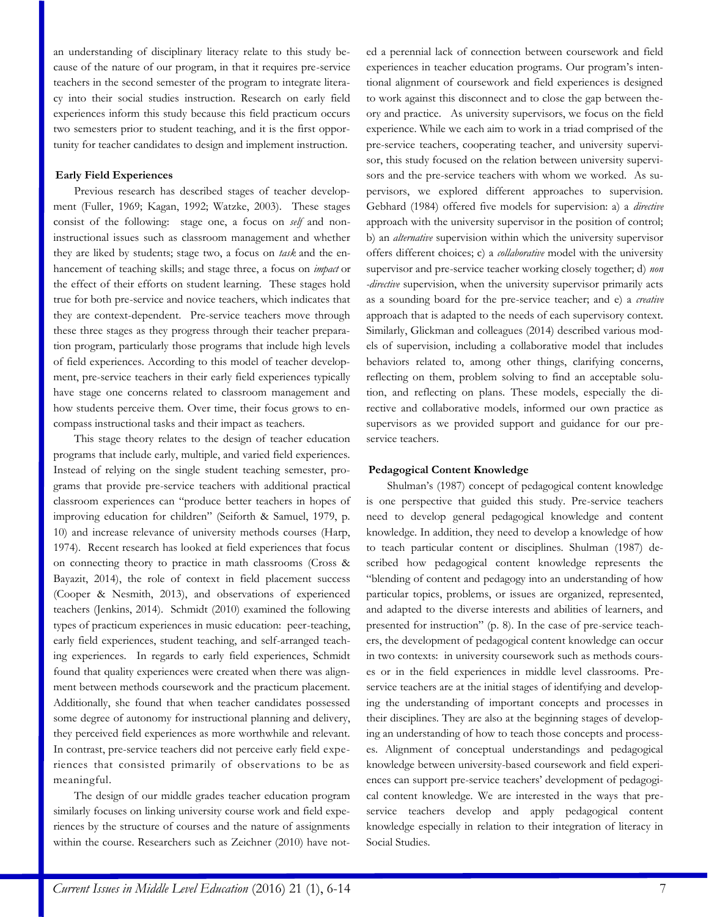an understanding of disciplinary literacy relate to this study because of the nature of our program, in that it requires pre-service teachers in the second semester of the program to integrate literacy into their social studies instruction. Research on early field experiences inform this study because this field practicum occurs two semesters prior to student teaching, and it is the first opportunity for teacher candidates to design and implement instruction.

## Early Field Experiences

Previous research has described stages of teacher development (Fuller, 1969; Kagan, 1992; Watzke, 2003). These stages consist of the following: stage one, a focus on *self* and non-instructional issues such as classroom management and whether they are liked by students; stage two, a focus on *task* and the enhancement of teaching skills; and stage three, a focus on *impact* or the effect of their efforts on student learning. These stages hold true for both pre-service and novice teachers, which indicates that they are context-dependent. Pre-service teachers move through these three stages as they progress through their teacher preparation program, particularly those programs that include high levels of field experiences. According to this model of teacher development, pre-service teachers in their early field experiences typically have stage one concerns related to classroom management and how students perceive them. Over time, their focus grows to encompass instructional tasks and their impact as teachers.

This stage theory relates to the design of teacher education programs that include early, multiple, and varied field experiences. Instead of relying on the single student teaching semester, programs that provide pre-service teachers with additional practical classroom experiences can "produce better teachers in hopes of improving education for children" (Seiforth & Samuel, 1979, p. 10) and increase relevance of university methods courses (Harp, 1974). Recent research has looked at field experiences that focus on connecting theory to practice in math classrooms (Cross & Bayazit, 2014), the role of context in field placement success (Cooper & Nesmith, 2013), and observations of experienced teachers (Jenkins, 2014). Schmidt (2010) examined the following types of practicum experiences in music education: peer-teaching, early field experiences, student teaching, and self-arranged teaching experiences. In regards to early field experiences, Schmidt found that quality experiences were created when there was alignment between methods coursework and the practicum placement. Additionally, she found that when teacher candidates possessed some degree of autonomy for instructional planning and delivery, they perceived field experiences as more worthwhile and relevant. In contrast, pre-service teachers did not perceive early field experiences that consisted primarily of observations to be as meaningful.

The design of our middle grades teacher education program similarly focuses on linking university course work and field experiences by the structure of courses and the nature of assignments within the course. Researchers such as Zeichner (2010) have noted a perennial lack of connection between coursework and field experiences in teacher education programs. Our program's intentional alignment of coursework and field experiences is designed to work against this disconnect and to close the gap between theory and practice. As university supervisors, we focus on the field experience. While we each aim to work in a triad comprised of the pre-service teachers, cooperating teacher, and university supervisor, this study focused on the relation between university supervisors and the pre-service teachers with whom we worked. As supervisors, we explored different approaches to supervision. Gebhard (1984) offered five models for supervision: a) a *directive* approach with the university supervisor in the position of control; b) an *alternative* supervision within which the university supervisor offers different choices; c) a *collaborative* model with the university supervisor and pre-service teacher working closely together; d) *non-directive* supervision, when the university supervisor primarily acts as a sounding board for the pre-service teacher; and e) a *creative* approach that is adapted to the needs of each supervisory context. Similarly, Glickman and colleagues (2014) described various models of supervision, including a collaborative model that includes behaviors related to, among other things, clarifying concerns, reflecting on them, problem solving to find an acceptable solution, and reflecting on plans. These models, especially the directive and collaborative models, informed our own practice as supervisors as we provided support and guidance for our pre-service teachers.

## Pedagogical Content Knowledge

Shulman's (1987) concept of pedagogical content knowledge is one perspective that guided this study. Pre-service teachers need to develop general pedagogical knowledge and content knowledge. In addition, they need to develop a knowledge of how to teach particular content or disciplines. Shulman (1987) described how pedagogical content knowledge represents the "blending of content and pedagogy into an understanding of how particular topics, problems, or issues are organized, represented, and adapted to the diverse interests and abilities of learners, and presented for instruction" (p. 8). In the case of pre-service teachers, the development of pedagogical content knowledge can occur in two contexts: in university coursework such as methods courses or in the field experiences in middle level classrooms. Pre-service teachers are at the initial stages of identifying and developing the understanding of important concepts and processes in their disciplines. They are also at the beginning stages of developing an understanding of how to teach those concepts and processes. Alignment of conceptual understandings and pedagogical knowledge between university-based coursework and field experiences can support pre-service teachers' development of pedagogical content knowledge. We are interested in the ways that pre-service teachers develop and apply pedagogical content knowledge especially in relation to their integration of literacy in Social Studies.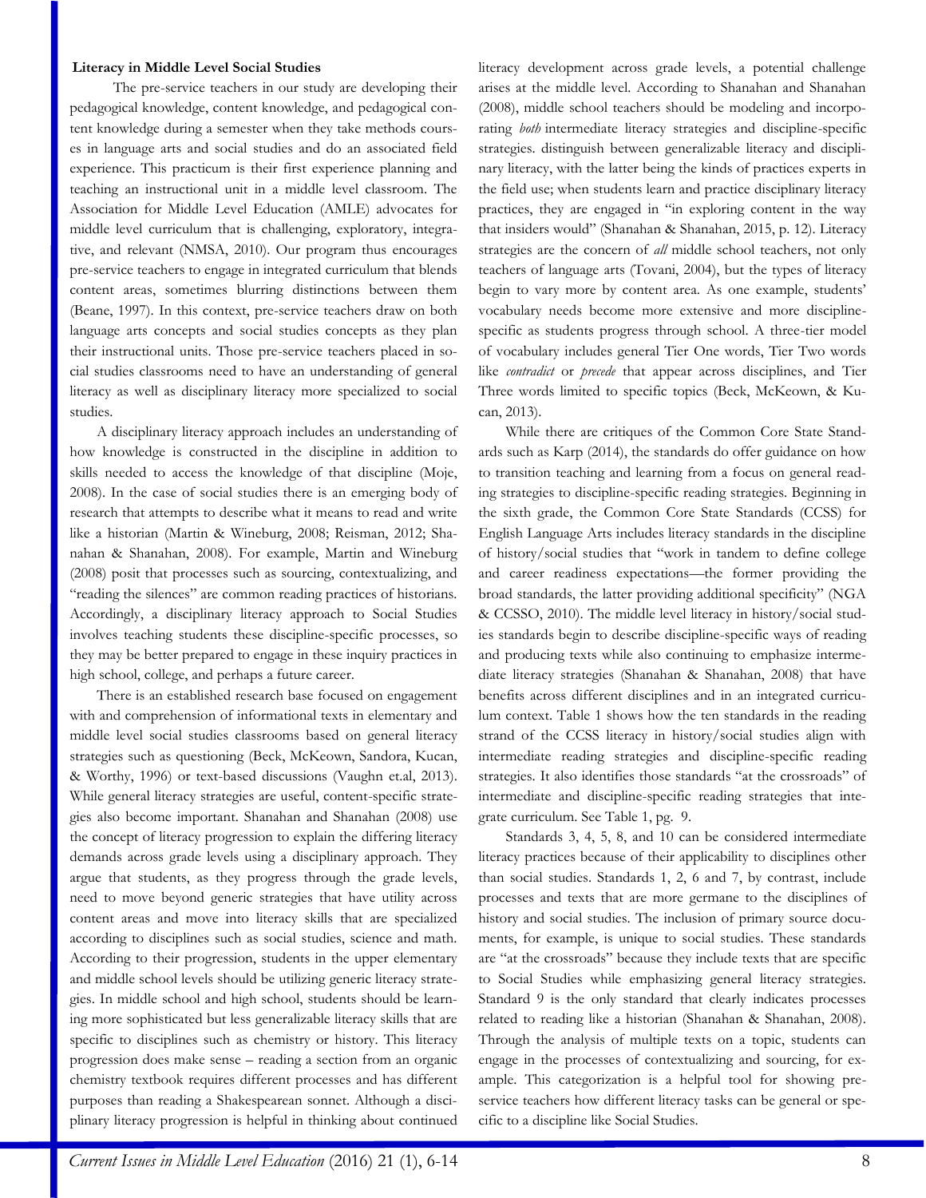**Literacy in Middle Level Social Studies**

The pre-service teachers in our study are developing their pedagogical knowledge, content knowledge, and pedagogical content knowledge during a semester when they take methods courses in language arts and social studies and do an associated field experience. This practicum is their first experience planning and teaching an instructional unit in a middle level classroom. The Association for Middle Level Education (AMLE) advocates for middle level curriculum that is challenging, exploratory, integrative, and relevant (NMSA, 2010). Our program thus encourages pre-service teachers to engage in integrated curriculum that blends content areas, sometimes blurring distinctions between them (Beane, 1997). In this context, pre-service teachers draw on both language arts concepts and social studies concepts as they plan their instructional units. Those pre-service teachers placed in social studies classrooms need to have an understanding of general literacy as well as disciplinary literacy more specialized to social studies.

A disciplinary literacy approach includes an understanding of how knowledge is constructed in the discipline in addition to skills needed to access the knowledge of that discipline (Moje, 2008). In the case of social studies there is an emerging body of research that attempts to describe what it means to read and write like a historian (Martin & Wineburg, 2008; Reisman, 2012; Shanahan & Shanahan, 2008). For example, Martin and Wineburg (2008) posit that processes such as sourcing, contextualizing, and "reading the silences" are common reading practices of historians. Accordingly, a disciplinary literacy approach to Social Studies involves teaching students these discipline-specific processes, so they may be better prepared to engage in these inquiry practices in high school, college, and perhaps a future career.

There is an established research base focused on engagement with and comprehension of informational texts in elementary and middle level social studies classrooms based on general literacy strategies such as questioning (Beck, McKeown, Sandora, Kucan, & Worthy, 1996) or text-based discussions (Vaughn et.al, 2013). While general literacy strategies are useful, content-specific strategies also become important. Shanahan and Shanahan (2008) use the concept of literacy progression to explain the differing literacy demands across grade levels using a disciplinary approach. They argue that students, as they progress through the grade levels, need to move beyond generic strategies that have utility across content areas and move into literacy skills that are specialized according to disciplines such as social studies, science and math. According to their progression, students in the upper elementary and middle school levels should be utilizing generic literacy strategies. In middle school and high school, students should be learning more sophisticated but less generalizable literacy skills that are specific to disciplines such as chemistry or history. This literacy progression does make sense – reading a section from an organic chemistry textbook requires different processes and has different purposes than reading a Shakespearean sonnet. Although a disciplinary literacy progression is helpful in thinking about continued literacy development across grade levels, a potential challenge arises at the middle level. According to Shanahan and Shanahan (2008), middle school teachers should be modeling and incorporating *both* intermediate literacy strategies and discipline-specific strategies. distinguish between generalizable literacy and disciplinary literacy, with the latter being the kinds of practices experts in the field use; when students learn and practice disciplinary literacy practices, they are engaged in "in exploring content in the way that insiders would" (Shanahan & Shanahan, 2015, p. 12). Literacy strategies are the concern of *all* middle school teachers, not only teachers of language arts (Tovani, 2004), but the types of literacy begin to vary more by content area. As one example, students' vocabulary needs become more extensive and more discipline-specific as students progress through school. A three-tier model of vocabulary includes general Tier One words, Tier Two words like *contradict* or *precede* that appear across disciplines, and Tier Three words limited to specific topics (Beck, McKeown, & Kucan, 2013).

While there are critiques of the Common Core State Standards such as Karp (2014), the standards do offer guidance on how to transition teaching and learning from a focus on general reading strategies to discipline-specific reading strategies. Beginning in the sixth grade, the Common Core State Standards (CCSS) for English Language Arts includes literacy standards in the discipline of history/social studies that "work in tandem to define college and career readiness expectations—the former providing the broad standards, the latter providing additional specificity" (NGA & CCSSO, 2010). The middle level literacy in history/social studies standards begin to describe discipline-specific ways of reading and producing texts while also continuing to emphasize intermediate literacy strategies (Shanahan & Shanahan, 2008) that have benefits across different disciplines and in an integrated curriculum context. Table 1 shows how the ten standards in the reading strand of the CCSS literacy in history/social studies align with intermediate reading strategies and discipline-specific reading strategies. It also identifies those standards "at the crossroads" of intermediate and discipline-specific reading strategies that integrate curriculum. See Table 1, pg. 9.

Standards 3, 4, 5, 8, and 10 can be considered intermediate literacy practices because of their applicability to disciplines other than social studies. Standards 1, 2, 6 and 7, by contrast, include processes and texts that are more germane to the disciplines of history and social studies. The inclusion of primary source documents, for example, is unique to social studies. These standards are "at the crossroads" because they include texts that are specific to Social Studies while emphasizing general literacy strategies. Standard 9 is the only standard that clearly indicates processes related to reading like a historian (Shanahan & Shanahan, 2008). Through the analysis of multiple texts on a topic, students can engage in the processes of contextualizing and sourcing, for example. This categorization is a helpful tool for showing pre-service teachers how different literacy tasks can be general or specific to a discipline like Social Studies.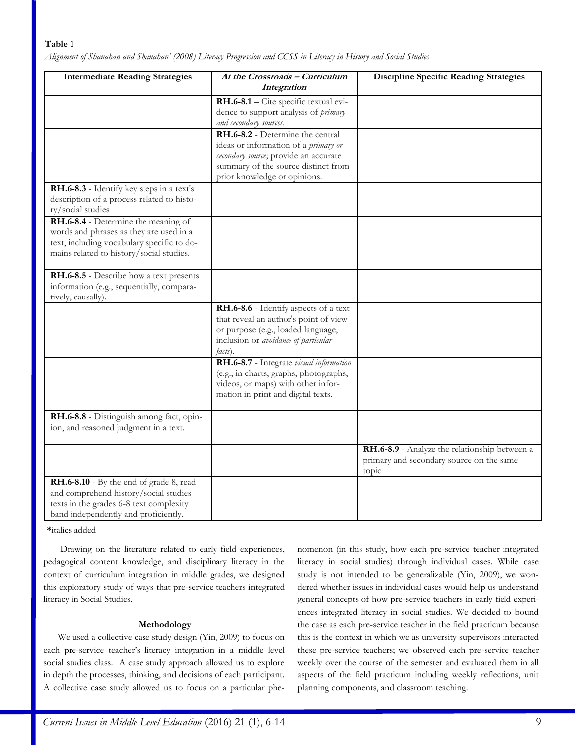**Table 1**

*Alignment of Shanahan and Shanahan' (2008) Literacy Progression and CCSS in Literacy in History and Social Studies*

| Intermediate Reading Strategies | *At the Crossroads – Curriculum Integration* | Discipline Specific Reading Strategies |
|---|---|---|
| | **RH.6-8.1** – Cite specific textual evidence to support analysis of *primary and secondary sources*. | |
| | **RH.6-8.2** - Determine the central ideas or information of a *primary or secondary source*; provide an accurate summary of the source distinct from prior knowledge or opinions. | |
| **RH.6-8.3** - Identify key steps in a text's description of a process related to history/social studies | | |
| **RH.6-8.4** - Determine the meaning of words and phrases as they are used in a text, including vocabulary specific to domains related to history/social studies. | | |
| **RH.6-8.5** - Describe how a text presents information (e.g., sequentially, comparatively, causally). | | |
| | **RH.6-8.6** - Identify aspects of a text that reveal an author's point of view or purpose (e.g., loaded language, inclusion or *avoidance of particular facts*). | |
| | **RH.6-8.7** - Integrate *visual information* (e.g., in charts, graphs, photographs, videos, or maps) with other information in print and digital texts. | |
| **RH.6-8.8** - Distinguish among fact, opinion, and reasoned judgment in a text. | | |
| | | **RH.6-8.9** - Analyze the relationship between a primary and secondary source on the same topic |
| **RH.6-8.10** - By the end of grade 8, read and comprehend history/social studies texts in the grades 6-8 text complexity band independently and proficiently. | | |

***italics added**

Drawing on the literature related to early field experiences, pedagogical content knowledge, and disciplinary literacy in the context of curriculum integration in middle grades, we designed this exploratory study of ways that pre-service teachers integrated literacy in Social Studies.

### Methodology

We used a collective case study design (Yin, 2009) to focus on each pre-service teacher's literacy integration in a middle level social studies class. A case study approach allowed us to explore in depth the processes, thinking, and decisions of each participant. A collective case study allowed us to focus on a particular phenomenon (in this study, how each pre-service teacher integrated literacy in social studies) through individual cases. While case study is not intended to be generalizable (Yin, 2009), we wondered whether issues in individual cases would help us understand general concepts of how pre-service teachers in early field experiences integrated literacy in social studies. We decided to bound the case as each pre-service teacher in the field practicum because this is the context in which we as university supervisors interacted these pre-service teachers; we observed each pre-service teacher weekly over the course of the semester and evaluated them in all aspects of the field practicum including weekly reflections, unit planning components, and classroom teaching.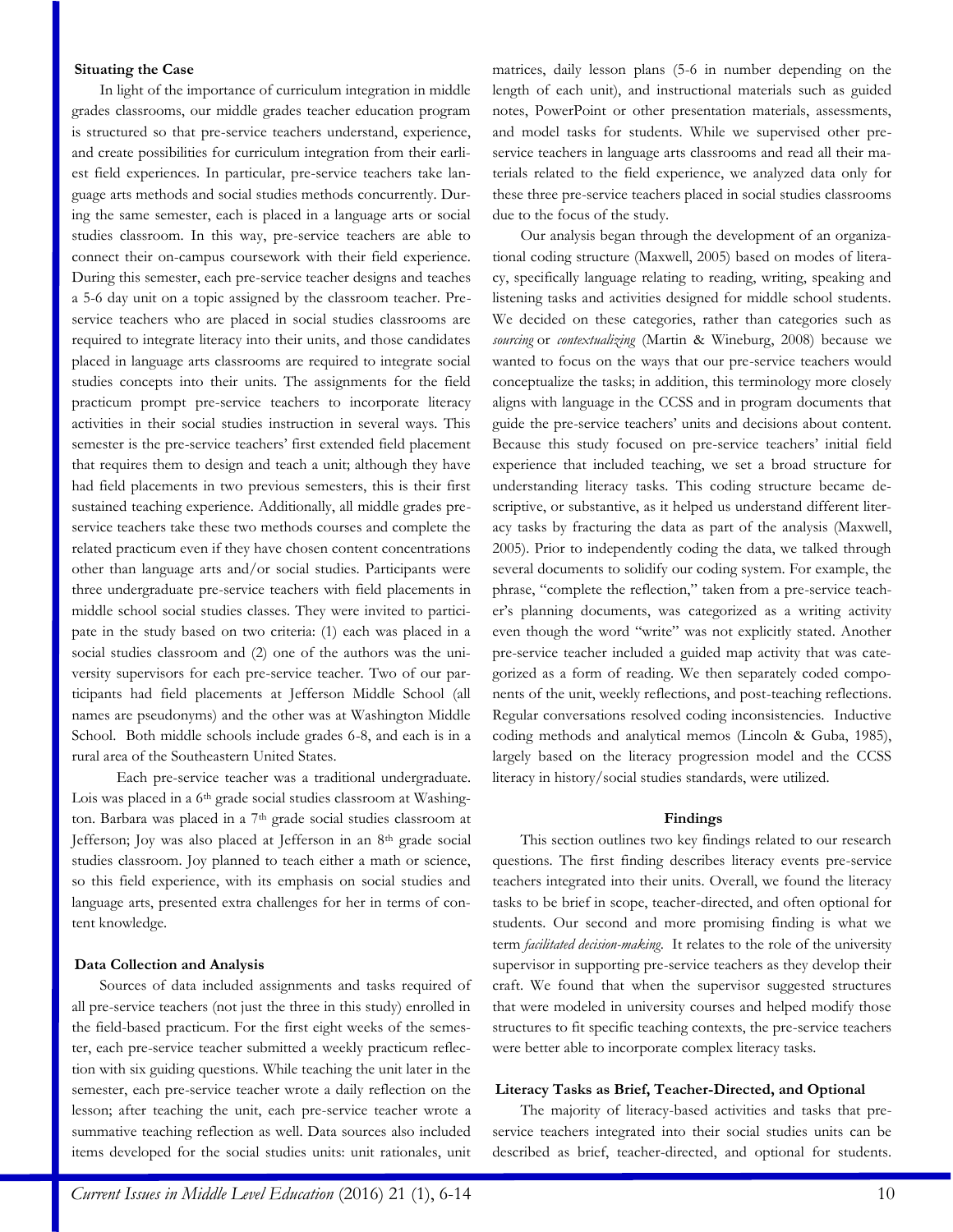### Situating the Case

In light of the importance of curriculum integration in middle grades classrooms, our middle grades teacher education program is structured so that pre-service teachers understand, experience, and create possibilities for curriculum integration from their earliest field experiences. In particular, pre-service teachers take language arts methods and social studies methods concurrently. During the same semester, each is placed in a language arts or social studies classroom. In this way, pre-service teachers are able to connect their on-campus coursework with their field experience. During this semester, each pre-service teacher designs and teaches a 5-6 day unit on a topic assigned by the classroom teacher. Pre-service teachers who are placed in social studies classrooms are required to integrate literacy into their units, and those candidates placed in language arts classrooms are required to integrate social studies concepts into their units. The assignments for the field practicum prompt pre-service teachers to incorporate literacy activities in their social studies instruction in several ways. This semester is the pre-service teachers' first extended field placement that requires them to design and teach a unit; although they have had field placements in two previous semesters, this is their first sustained teaching experience. Additionally, all middle grades pre-service teachers take these two methods courses and complete the related practicum even if they have chosen content concentrations other than language arts and/or social studies. Participants were three undergraduate pre-service teachers with field placements in middle school social studies classes. They were invited to participate in the study based on two criteria: (1) each was placed in a social studies classroom and (2) one of the authors was the university supervisors for each pre-service teacher. Two of our participants had field placements at Jefferson Middle School (all names are pseudonyms) and the other was at Washington Middle School. Both middle schools include grades 6-8, and each is in a rural area of the Southeastern United States.

Each pre-service teacher was a traditional undergraduate. Lois was placed in a 6th grade social studies classroom at Washington. Barbara was placed in a 7th grade social studies classroom at Jefferson; Joy was also placed at Jefferson in an 8th grade social studies classroom. Joy planned to teach either a math or science, so this field experience, with its emphasis on social studies and language arts, presented extra challenges for her in terms of content knowledge.

### Data Collection and Analysis

Sources of data included assignments and tasks required of all pre-service teachers (not just the three in this study) enrolled in the field-based practicum. For the first eight weeks of the semester, each pre-service teacher submitted a weekly practicum reflection with six guiding questions. While teaching the unit later in the semester, each pre-service teacher wrote a daily reflection on the lesson; after teaching the unit, each pre-service teacher wrote a summative teaching reflection as well. Data sources also included items developed for the social studies units: unit rationales, unit matrices, daily lesson plans (5-6 in number depending on the length of each unit), and instructional materials such as guided notes, PowerPoint or other presentation materials, assessments, and model tasks for students. While we supervised other pre-service teachers in language arts classrooms and read all their materials related to the field experience, we analyzed data only for these three pre-service teachers placed in social studies classrooms due to the focus of the study.

Our analysis began through the development of an organizational coding structure (Maxwell, 2005) based on modes of literacy, specifically language relating to reading, writing, speaking and listening tasks and activities designed for middle school students. We decided on these categories, rather than categories such as *sourcing* or *contextualizing* (Martin & Wineburg, 2008) because we wanted to focus on the ways that our pre-service teachers would conceptualize the tasks; in addition, this terminology more closely aligns with language in the CCSS and in program documents that guide the pre-service teachers' units and decisions about content. Because this study focused on pre-service teachers' initial field experience that included teaching, we set a broad structure for understanding literacy tasks. This coding structure became descriptive, or substantive, as it helped us understand different literacy tasks by fracturing the data as part of the analysis (Maxwell, 2005). Prior to independently coding the data, we talked through several documents to solidify our coding system. For example, the phrase, "complete the reflection," taken from a pre-service teacher's planning documents, was categorized as a writing activity even though the word "write" was not explicitly stated. Another pre-service teacher included a guided map activity that was categorized as a form of reading. We then separately coded components of the unit, weekly reflections, and post-teaching reflections. Regular conversations resolved coding inconsistencies. Inductive coding methods and analytical memos (Lincoln & Guba, 1985), largely based on the literacy progression model and the CCSS literacy in history/social studies standards, were utilized.

## Findings

This section outlines two key findings related to our research questions. The first finding describes literacy events pre-service teachers integrated into their units. Overall, we found the literacy tasks to be brief in scope, teacher-directed, and often optional for students. Our second and more promising finding is what we term *facilitated decision-making*. It relates to the role of the university supervisor in supporting pre-service teachers as they develop their craft. We found that when the supervisor suggested structures that were modeled in university courses and helped modify those structures to fit specific teaching contexts, the pre-service teachers were better able to incorporate complex literacy tasks.

### Literacy Tasks as Brief, Teacher-Directed, and Optional

The majority of literacy-based activities and tasks that pre-service teachers integrated into their social studies units can be described as brief, teacher-directed, and optional for students.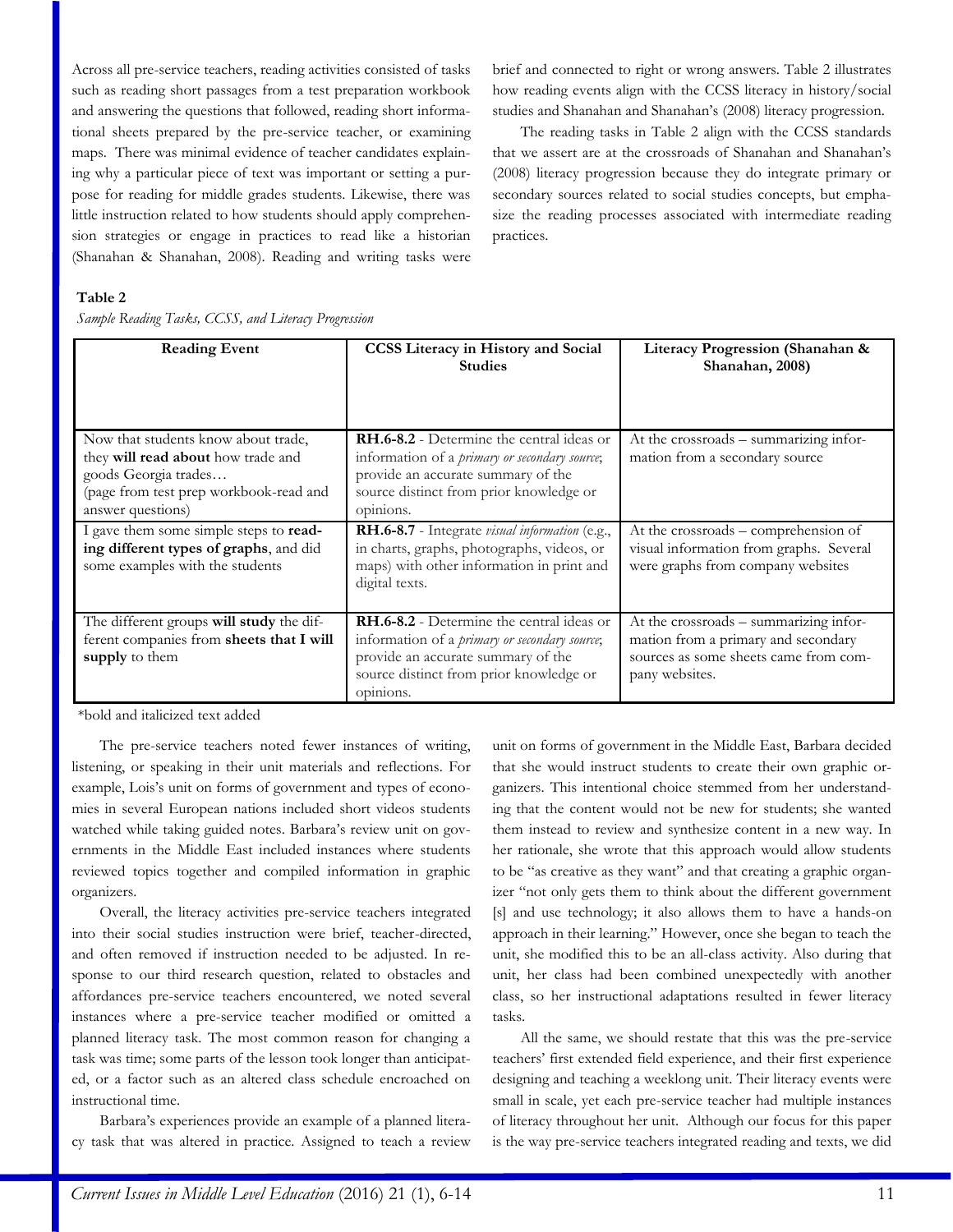Across all pre-service teachers, reading activities consisted of tasks such as reading short passages from a test preparation workbook and answering the questions that followed, reading short informational sheets prepared by the pre-service teacher, or examining maps. There was minimal evidence of teacher candidates explaining why a particular piece of text was important or setting a purpose for reading for middle grades students. Likewise, there was little instruction related to how students should apply comprehension strategies or engage in practices to read like a historian (Shanahan & Shanahan, 2008). Reading and writing tasks were brief and connected to right or wrong answers. Table 2 illustrates how reading events align with the CCSS literacy in history/social studies and Shanahan and Shanahan's (2008) literacy progression.

The reading tasks in Table 2 align with the CCSS standards that we assert are at the crossroads of Shanahan and Shanahan's (2008) literacy progression because they do integrate primary or secondary sources related to social studies concepts, but emphasize the reading processes associated with intermediate reading practices.

**Table 2**

*Sample Reading Tasks, CCSS, and Literacy Progression*

| Reading Event | CCSS Literacy in History and Social Studies | Literacy Progression (Shanahan & Shanahan, 2008) |
| --- | --- | --- |
| Now that students know about trade, they **will read about** how trade and goods Georgia trades… (page from test prep workbook-read and answer questions) | **RH.6-8.2** - Determine the central ideas or information of a *primary or secondary source*; provide an accurate summary of the source distinct from prior knowledge or opinions. | At the crossroads – summarizing information from a secondary source |
| I gave them some simple steps to **reading different types of graphs**, and did some examples with the students | **RH.6-8.7** - Integrate *visual information* (e.g., in charts, graphs, photographs, videos, or maps) with other information in print and digital texts. | At the crossroads – comprehension of visual information from graphs. Several were graphs from company websites |
| The different groups **will study** the different companies from **sheets that I will supply** to them | **RH.6-8.2** - Determine the central ideas or information of a *primary or secondary source*; provide an accurate summary of the source distinct from prior knowledge or opinions. | At the crossroads – summarizing information from a primary and secondary sources as some sheets came from company websites. |

*bold and italicized text added

The pre-service teachers noted fewer instances of writing, listening, or speaking in their unit materials and reflections. For example, Lois's unit on forms of government and types of economies in several European nations included short videos students watched while taking guided notes. Barbara's review unit on governments in the Middle East included instances where students reviewed topics together and compiled information in graphic organizers.

Overall, the literacy activities pre-service teachers integrated into their social studies instruction were brief, teacher-directed, and often removed if instruction needed to be adjusted. In response to our third research question, related to obstacles and affordances pre-service teachers encountered, we noted several instances where a pre-service teacher modified or omitted a planned literacy task. The most common reason for changing a task was time; some parts of the lesson took longer than anticipated, or a factor such as an altered class schedule encroached on instructional time.

Barbara's experiences provide an example of a planned literacy task that was altered in practice. Assigned to teach a review unit on forms of government in the Middle East, Barbara decided that she would instruct students to create their own graphic organizers. This intentional choice stemmed from her understanding that the content would not be new for students; she wanted them instead to review and synthesize content in a new way. In her rationale, she wrote that this approach would allow students to be "as creative as they want" and that creating a graphic organizer "not only gets them to think about the different government [s] and use technology; it also allows them to have a hands-on approach in their learning." However, once she began to teach the unit, she modified this to be an all-class activity. Also during that unit, her class had been combined unexpectedly with another class, so her instructional adaptations resulted in fewer literacy tasks.

All the same, we should restate that this was the pre-service teachers' first extended field experience, and their first experience designing and teaching a weeklong unit. Their literacy events were small in scale, yet each pre-service teacher had multiple instances of literacy throughout her unit. Although our focus for this paper is the way pre-service teachers integrated reading and texts, we did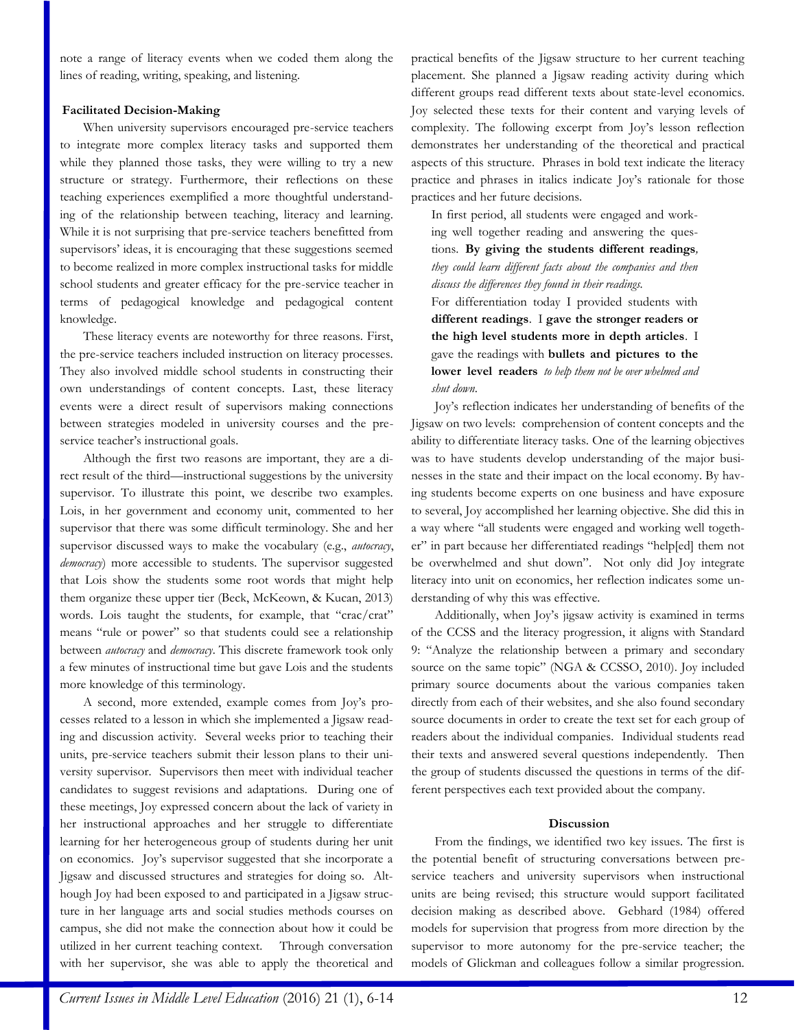note a range of literacy events when we coded them along the lines of reading, writing, speaking, and listening.

### Facilitated Decision-Making

When university supervisors encouraged pre-service teachers to integrate more complex literacy tasks and supported them while they planned those tasks, they were willing to try a new structure or strategy. Furthermore, their reflections on these teaching experiences exemplified a more thoughtful understanding of the relationship between teaching, literacy and learning. While it is not surprising that pre-service teachers benefitted from supervisors' ideas, it is encouraging that these suggestions seemed to become realized in more complex instructional tasks for middle school students and greater efficacy for the pre-service teacher in terms of pedagogical knowledge and pedagogical content knowledge.

These literacy events are noteworthy for three reasons. First, the pre-service teachers included instruction on literacy processes. They also involved middle school students in constructing their own understandings of content concepts. Last, these literacy events were a direct result of supervisors making connections between strategies modeled in university courses and the pre-service teacher's instructional goals.

Although the first two reasons are important, they are a direct result of the third—instructional suggestions by the university supervisor. To illustrate this point, we describe two examples. Lois, in her government and economy unit, commented to her supervisor that there was some difficult terminology. She and her supervisor discussed ways to make the vocabulary (e.g., *autocracy*, *democracy*) more accessible to students. The supervisor suggested that Lois show the students some root words that might help them organize these upper tier (Beck, McKeown, & Kucan, 2013) words. Lois taught the students, for example, that "crac/crat" means "rule or power" so that students could see a relationship between *autocracy* and *democracy*. This discrete framework took only a few minutes of instructional time but gave Lois and the students more knowledge of this terminology.

A second, more extended, example comes from Joy's processes related to a lesson in which she implemented a Jigsaw reading and discussion activity. Several weeks prior to teaching their units, pre-service teachers submit their lesson plans to their university supervisor. Supervisors then meet with individual teacher candidates to suggest revisions and adaptations. During one of these meetings, Joy expressed concern about the lack of variety in her instructional approaches and her struggle to differentiate learning for her heterogeneous group of students during her unit on economics. Joy's supervisor suggested that she incorporate a Jigsaw and discussed structures and strategies for doing so. Although Joy had been exposed to and participated in a Jigsaw structure in her language arts and social studies methods courses on campus, she did not make the connection about how it could be utilized in her current teaching context. Through conversation with her supervisor, she was able to apply the theoretical and practical benefits of the Jigsaw structure to her current teaching placement. She planned a Jigsaw reading activity during which different groups read different texts about state-level economics. Joy selected these texts for their content and varying levels of complexity. The following excerpt from Joy's lesson reflection demonstrates her understanding of the theoretical and practical aspects of this structure. Phrases in bold text indicate the literacy practice and phrases in italics indicate Joy's rationale for those practices and her future decisions.

> In first period, all students were engaged and working well together reading and answering the questions. **By giving the students different readings**, *they could learn different facts about the companies and then discuss the differences they found in their readings.*
>
> For differentiation today I provided students with **different readings**. I **gave the stronger readers or the high level students more in depth articles**. I gave the readings with **bullets and pictures to the lower level readers** *to help them not be over whelmed and shut down*.

Joy's reflection indicates her understanding of benefits of the Jigsaw on two levels: comprehension of content concepts and the ability to differentiate literacy tasks. One of the learning objectives was to have students develop understanding of the major businesses in the state and their impact on the local economy. By having students become experts on one business and have exposure to several, Joy accomplished her learning objective. She did this in a way where "all students were engaged and working well together" in part because her differentiated readings "help[ed] them not be overwhelmed and shut down". Not only did Joy integrate literacy into unit on economics, her reflection indicates some understanding of why this was effective.

Additionally, when Joy's jigsaw activity is examined in terms of the CCSS and the literacy progression, it aligns with Standard 9: "Analyze the relationship between a primary and secondary source on the same topic" (NGA & CCSSO, 2010). Joy included primary source documents about the various companies taken directly from each of their websites, and she also found secondary source documents in order to create the text set for each group of readers about the individual companies. Individual students read their texts and answered several questions independently. Then the group of students discussed the questions in terms of the different perspectives each text provided about the company.

## Discussion

From the findings, we identified two key issues. The first is the potential benefit of structuring conversations between pre-service teachers and university supervisors when instructional units are being revised; this structure would support facilitated decision making as described above. Gebhard (1984) offered models for supervision that progress from more direction by the supervisor to more autonomy for the pre-service teacher; the models of Glickman and colleagues follow a similar progression.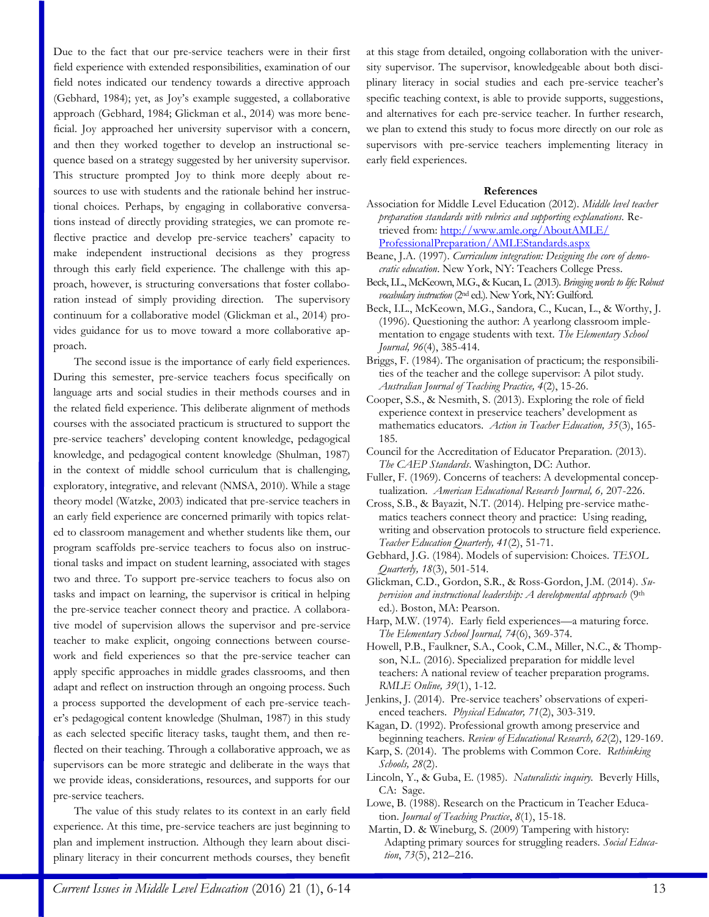Due to the fact that our pre-service teachers were in their first field experience with extended responsibilities, examination of our field notes indicated our tendency towards a directive approach (Gebhard, 1984); yet, as Joy's example suggested, a collaborative approach (Gebhard, 1984; Glickman et al., 2014) was more beneficial. Joy approached her university supervisor with a concern, and then they worked together to develop an instructional sequence based on a strategy suggested by her university supervisor. This structure prompted Joy to think more deeply about resources to use with students and the rationale behind her instructional choices. Perhaps, by engaging in collaborative conversations instead of directly providing strategies, we can promote reflective practice and develop pre-service teachers' capacity to make independent instructional decisions as they progress through this early field experience. The challenge with this approach, however, is structuring conversations that foster collaboration instead of simply providing direction. The supervisory continuum for a collaborative model (Glickman et al., 2014) provides guidance for us to move toward a more collaborative approach.

The second issue is the importance of early field experiences. During this semester, pre-service teachers focus specifically on language arts and social studies in their methods courses and in the related field experience. This deliberate alignment of methods courses with the associated practicum is structured to support the pre-service teachers' developing content knowledge, pedagogical knowledge, and pedagogical content knowledge (Shulman, 1987) in the context of middle school curriculum that is challenging, exploratory, integrative, and relevant (NMSA, 2010). While a stage theory model (Watzke, 2003) indicated that pre-service teachers in an early field experience are concerned primarily with topics related to classroom management and whether students like them, our program scaffolds pre-service teachers to focus also on instructional tasks and impact on student learning, associated with stages two and three. To support pre-service teachers to focus also on tasks and impact on learning, the supervisor is critical in helping the pre-service teacher connect theory and practice. A collaborative model of supervision allows the supervisor and pre-service teacher to make explicit, ongoing connections between coursework and field experiences so that the pre-service teacher can apply specific approaches in middle grades classrooms, and then adapt and reflect on instruction through an ongoing process. Such a process supported the development of each pre-service teacher's pedagogical content knowledge (Shulman, 1987) in this study as each selected specific literacy tasks, taught them, and then reflected on their teaching. Through a collaborative approach, we as supervisors can be more strategic and deliberate in the ways that we provide ideas, considerations, resources, and supports for our pre-service teachers.

The value of this study relates to its context in an early field experience. At this time, pre-service teachers are just beginning to plan and implement instruction. Although they learn about disciplinary literacy in their concurrent methods courses, they benefit at this stage from detailed, ongoing collaboration with the university supervisor. The supervisor, knowledgeable about both disciplinary literacy in social studies and each pre-service teacher's specific teaching context, is able to provide supports, suggestions, and alternatives for each pre-service teacher. In further research, we plan to extend this study to focus more directly on our role as supervisors with pre-service teachers implementing literacy in early field experiences.

## References

Association for Middle Level Education (2012). *Middle level teacher preparation standards with rubrics and supporting explanations.* Retrieved from: http://www.amle.org/AboutAMLE/ProfessionalPreparation/AMLEStandards.aspx

Beane, J.A. (1997). *Curriculum integration: Designing the core of democratic education.* New York, NY: Teachers College Press.

Beck, I.L., McKeown, M.G., & Kucan, L. (2013). *Bringing words to life: Robust vocabulary instruction* (2nd ed.). New York, NY: Guilford.

Beck, I.L., McKeown, M.G., Sandora, C., Kucan, L., & Worthy, J. (1996). Questioning the author: A yearlong classroom implementation to engage students with text. *The Elementary School Journal, 96*(4), 385-414.

Briggs, F. (1984). The organisation of practicum; the responsibilities of the teacher and the college supervisor: A pilot study. *Australian Journal of Teaching Practice, 4*(2), 15-26.

Cooper, S.S., & Nesmith, S. (2013). Exploring the role of field experience context in preservice teachers' development as mathematics educators. *Action in Teacher Education, 35*(3), 165-185.

Council for the Accreditation of Educator Preparation. (2013). *The CAEP Standards*. Washington, DC: Author.

Fuller, F. (1969). Concerns of teachers: A developmental conceptualization. *American Educational Research Journal, 6,* 207-226.

Cross, S.B., & Bayazit, N.T. (2014). Helping pre-service mathematics teachers connect theory and practice: Using reading, writing and observation protocols to structure field experience. *Teacher Education Quarterly, 41*(2), 51-71.

Gebhard, J.G. (1984). Models of supervision: Choices. *TESOL Quarterly, 18*(3), 501-514.

Glickman, C.D., Gordon, S.R., & Ross-Gordon, J.M. (2014). *Supervision and instructional leadership: A developmental approach* (9th ed.). Boston, MA: Pearson.

Harp, M.W. (1974). Early field experiences—a maturing force. *The Elementary School Journal, 74*(6), 369-374.

Howell, P.B., Faulkner, S.A., Cook, C.M., Miller, N.C., & Thompson, N.L. (2016). Specialized preparation for middle level teachers: A national review of teacher preparation programs. *RMLE Online, 39*(1), 1-12.

Jenkins, J. (2014). Pre-service teachers' observations of experienced teachers. *Physical Educator, 71*(2), 303-319.

Kagan, D. (1992). Professional growth among preservice and beginning teachers. *Review of Educational Research, 62*(2), 129-169.

Karp, S. (2014). The problems with Common Core. *Rethinking Schools, 28*(2).

Lincoln, Y., & Guba, E. (1985). *Naturalistic inquiry.* Beverly Hills, CA: Sage.

Lowe, B. (1988). Research on the Practicum in Teacher Education. *Journal of Teaching Practice*, *8*(1), 15-18.

Martin, D. & Wineburg, S. (2009) Tampering with history: Adapting primary sources for struggling readers. *Social Education*, *73*(5), 212–216.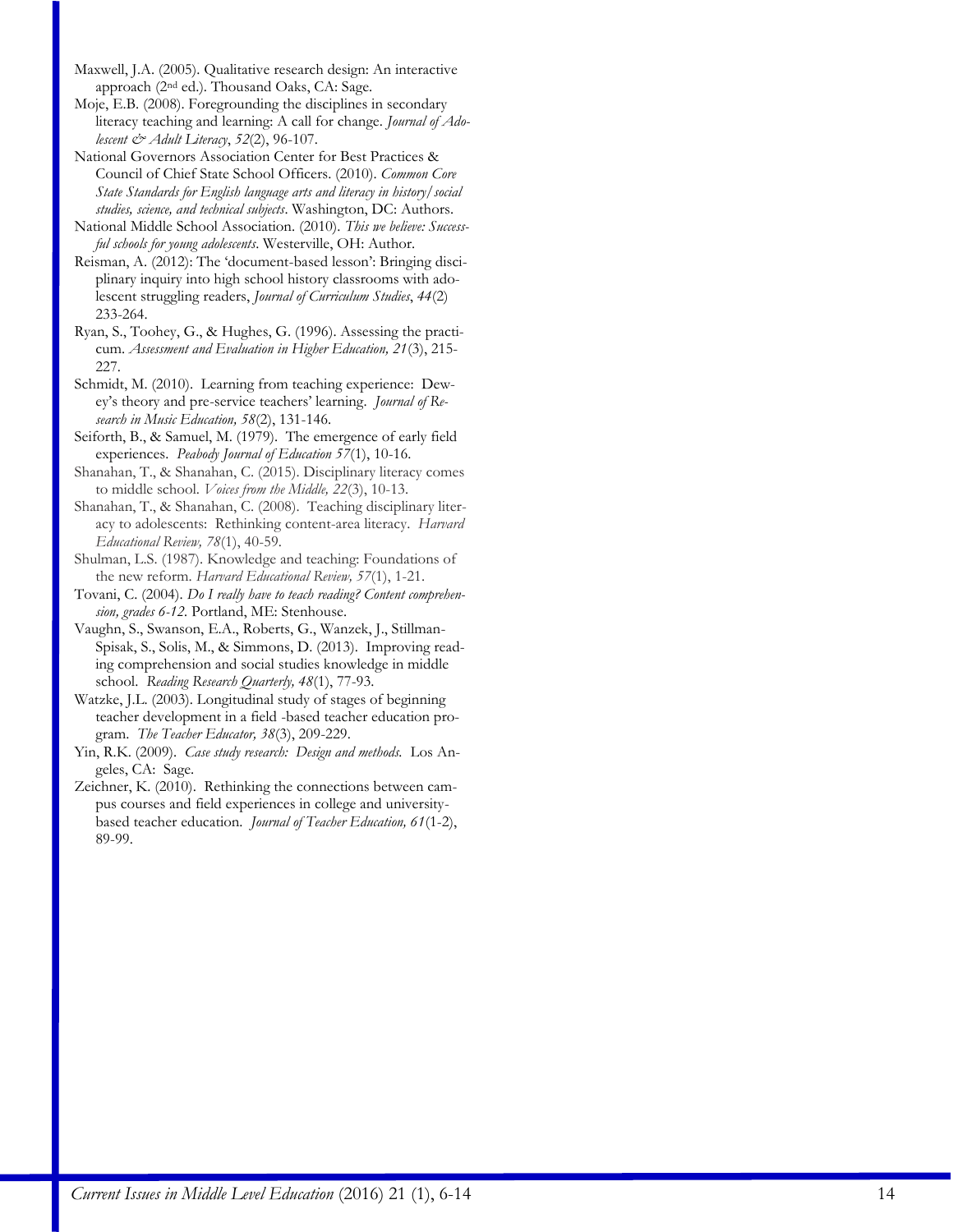Maxwell, J.A. (2005). Qualitative research design: An interactive approach (2nd ed.). Thousand Oaks, CA: Sage.

Moje, E.B. (2008). Foregrounding the disciplines in secondary literacy teaching and learning: A call for change. *Journal of Adolescent & Adult Literacy*, *52*(2), 96-107.

National Governors Association Center for Best Practices & Council of Chief State School Officers. (2010). *Common Core State Standards for English language arts and literacy in history/social studies, science, and technical subjects*. Washington, DC: Authors.

National Middle School Association. (2010). *This we believe: Successful schools for young adolescents*. Westerville, OH: Author.

Reisman, A. (2012): The 'document-based lesson': Bringing disciplinary inquiry into high school history classrooms with adolescent struggling readers, *Journal of Curriculum Studies*, *44*(2) 233-264.

Ryan, S., Toohey, G., & Hughes, G. (1996). Assessing the practicum. *Assessment and Evaluation in Higher Education, 21*(3), 215-227.

Schmidt, M. (2010). Learning from teaching experience: Dewey's theory and pre-service teachers' learning. *Journal of Research in Music Education, 58*(2), 131-146.

Seiforth, B., & Samuel, M. (1979). The emergence of early field experiences. *Peabody Journal of Education 57*(1), 10-16.

Shanahan, T., & Shanahan, C. (2015). Disciplinary literacy comes to middle school. *Voices from the Middle, 22*(3), 10-13.

Shanahan, T., & Shanahan, C. (2008). Teaching disciplinary literacy to adolescents: Rethinking content-area literacy. *Harvard Educational Review, 78*(1), 40-59.

Shulman, L.S. (1987). Knowledge and teaching: Foundations of the new reform. *Harvard Educational Review, 57*(1), 1-21.

Tovani, C. (2004). *Do I really have to teach reading? Content comprehension, grades 6-12.* Portland, ME: Stenhouse.

Vaughn, S., Swanson, E.A., Roberts, G., Wanzek, J., Stillman-Spisak, S., Solis, M., & Simmons, D. (2013). Improving reading comprehension and social studies knowledge in middle school. *Reading Research Quarterly, 48*(1), 77-93.

Watzke, J.L. (2003). Longitudinal study of stages of beginning teacher development in a field -based teacher education program. *The Teacher Educator, 38*(3), 209-229.

Yin, R.K. (2009). *Case study research: Design and methods.* Los Angeles, CA: Sage.

Zeichner, K. (2010). Rethinking the connections between campus courses and field experiences in college and university-based teacher education. *Journal of Teacher Education, 61*(1-2), 89-99.